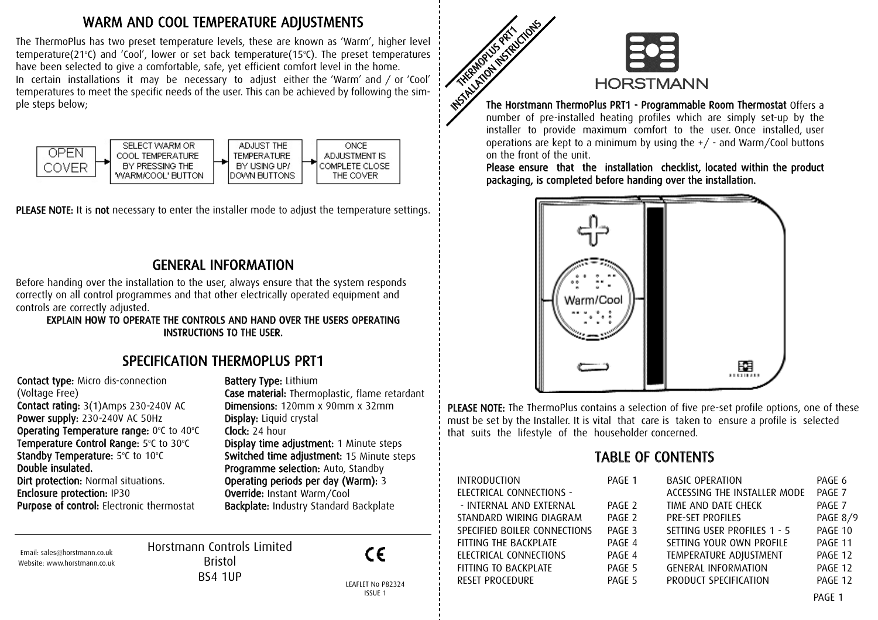## WARM AND COOL TEMPERATURE ADJUSTMENTS

The ThermoPlus has two preset temperature levels, these are known as 'Warm', higher level temperature(21°C) and 'Cool', lower or set back temperature(15°C). The preset temperatures have been selected to give a comfortable, safe, yet efficient comfort level in the home.

In certain installations it may be necessary to adjust either the 'Warm' and / or 'Cool' temperatures to meet the specific needs of the user. This can be achieved by following the simple steps below;

OPEN COVER → SELECT WARM OR COOL TEMPERATURE BY PRESSING THE 'WARM/COOL' BUTTON → ADJUST THE TEMPERATURE BY USING UP/DOWN BUTTONS → ONCE ADJUSTMENT IS COMPLETE CLOSE THE COVER

**PLEASE NOTE:** It is **not** necessary to enter the installer mode to adjust the temperature settings.

## GENERAL INFORMATION

Before handing over the installation to the user, always ensure that the system responds correctly on all control programmes and that other electrically operated equipment and controls are correctly adjusted.

**EXPLAIN HOW TO OPERATE THE CONTROLS AND HAND OVER THE USERS OPERATING INSTRUCTIONS TO THE USER.**

## SPECIFICATION THERMOPLUS PRT1

**Contact type:** Micro dis-connection (Voltage Free)
**Contact rating:** 3(1)Amps 230-240V AC
**Power supply:** 230-240V AC 50Hz
**Operating Temperature range:** 0°C to 40°C
**Temperature Control Range:** 5°C to 30°C
**Standby Temperature:** 5°C to 10°C
**Double insulated.**
**Dirt protection:** Normal situations.
**Enclosure protection:** IP30
**Purpose of control:** Electronic thermostat

**Battery Type:** Lithium
**Case material:** Thermoplastic, flame retardant
**Dimensions:** 120mm x 90mm x 32mm
**Display:** Liquid crystal
**Clock:** 24 hour
**Display time adjustment:** 1 Minute steps
**Switched time adjustment:** 15 Minute steps
**Programme selection:** Auto, Standby
**Operating periods per day (Warm):** 3
**Override:** Instant Warm/Cool
**Backplate:** Industry Standard Backplate

Email: sales@horstmann.co.uk
Website: www.horstmann.co.uk

Horstmann Controls Limited
Bristol
BS4 1UP

CE

LEAFLET No P82324
ISSUE 1

THERMOPLUS PRT1
INSTALLATION INSTRUCTIONS

HORSTMANN

**The Horstmann ThermoPlus PRT1 - Programmable Room Thermostat** Offers a number of pre-installed heating profiles which are simply set-up by the installer to provide maximum comfort to the user. Once installed, user operations are kept to a minimum by using the +/ - and Warm/Cool buttons on the front of the unit.

**Please ensure that the installation checklist, located within the product packaging, is completed before handing over the installation.**

**PLEASE NOTE:** The ThermoPlus contains a selection of five pre-set profile options, one of these must be set by the Installer. It is vital that care is taken to ensure a profile is selected that suits the lifestyle of the householder concerned.

## TABLE OF CONTENTS

| | | | |
|---|---|---|---|
| INTRODUCTION | PAGE 1 | BASIC OPERATION | PAGE 6 |
| ELECTRICAL CONNECTIONS - - INTERNAL AND EXTERNAL | PAGE 2 | ACCESSING THE INSTALLER MODE | PAGE 7 |
| | | TIME AND DATE CHECK | PAGE 7 |
| STANDARD WIRING DIAGRAM | PAGE 2 | PRE-SET PROFILES | PAGE 8/9 |
| SPECIFIED BOILER CONNECTIONS | PAGE 3 | SETTING USER PROFILES 1 - 5 | PAGE 10 |
| FITTING THE BACKPLATE | PAGE 4 | SETTING YOUR OWN PROFILE | PAGE 11 |
| ELECTRICAL CONNECTIONS | PAGE 4 | TEMPERATURE ADJUSTMENT | PAGE 12 |
| FITTING TO BACKPLATE | PAGE 5 | GENERAL INFORMATION | PAGE 12 |
| RESET PROCEDURE | PAGE 5 | PRODUCT SPECIFICATION | PAGE 12 |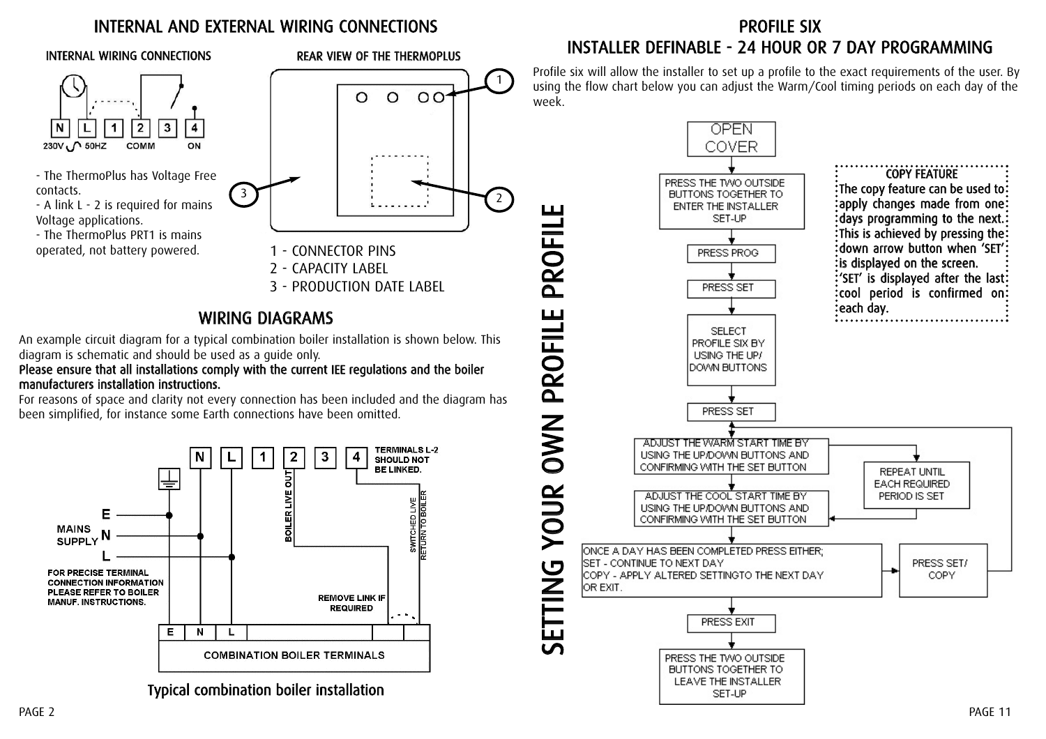# INTERNAL AND EXTERNAL WIRING CONNECTIONS

### INTERNAL WIRING CONNECTIONS

N | L | 1 | 2 | 3 | 4

230V ∿ 50HZ COMM ON

- The ThermoPlus has Voltage Free contacts.
- A link L - 2 is required for mains Voltage applications.
- The ThermoPlus PRT1 is mains operated, not battery powered.

### REAR VIEW OF THE THERMOPLUS

1 - CONNECTOR PINS
2 - CAPACITY LABEL
3 - PRODUCTION DATE LABEL

## WIRING DIAGRAMS

An example circuit diagram for a typical combination boiler installation is shown below. This diagram is schematic and should be used as a guide only.

**Please ensure that all installations comply with the current IEE regulations and the boiler manufacturers installation instructions.**

For reasons of space and clarity not every connection has been included and the diagram has been simplified, for instance some Earth connections have been omitted.

TERMINALS L-2 SHOULD NOT BE LINKED.

BOILER LIVE OUT

SWITCHED LIVE RETURN TO BOILER

MAINS SUPPLY E N L

FOR PRECISE TERMINAL CONNECTION INFORMATION PLEASE REFER TO BOILER MANUF. INSTRUCTIONS.

REMOVE LINK IF REQUIRED

COMBINATION BOILER TERMINALS

Typical combination boiler installation

# PROFILE SIX
## INSTALLER DEFINABLE - 24 HOUR OR 7 DAY PROGRAMMING

Profile six will allow the installer to set up a profile to the exact requirements of the user. By using the flow chart below you can adjust the Warm/Cool timing periods on each day of the week.

SETTING YOUR OWN PROFILE PROFILE

1. OPEN COVER
2. PRESS THE TWO OUTSIDE BUTTONS TOGETHER TO ENTER THE INSTALLER SET-UP
3. PRESS PROG
4. PRESS SET
5. SELECT PROFILE SIX BY USING THE UP/DOWN BUTTONS
6. PRESS SET
7. ADJUST THE WARM START TIME BY USING THE UP/DOWN BUTTONS AND CONFIRMING WITH THE SET BUTTON
8. ADJUST THE COOL START TIME BY USING THE UP/DOWN BUTTONS AND CONFIRMING WITH THE SET BUTTON (REPEAT UNTIL EACH REQUIRED PERIOD IS SET)
9. ONCE A DAY HAS BEEN COMPLETED PRESS EITHER; SET - CONTINUE TO NEXT DAY COPY - APPLY ALTERED SETTINGTO THE NEXT DAY OR EXIT. (PRESS SET/ COPY)
10. PRESS EXIT
11. PRESS THE TWO OUTSIDE BUTTONS TOGETHER TO LEAVE THE INSTALLER SET-UP

**COPY FEATURE**

**The copy feature can be used to apply changes made from one days programming to the next. This is achieved by pressing the down arrow button when 'SET' is displayed on the screen. 'SET' is displayed after the last cool period is confirmed on each day.**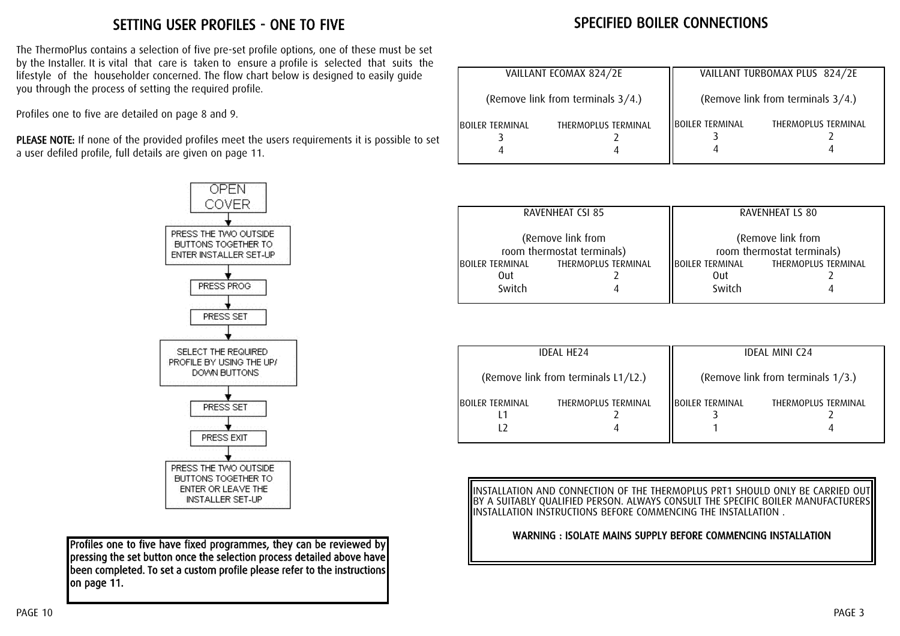## SETTING USER PROFILES - ONE TO FIVE

The ThermoPlus contains a selection of five pre-set profile options, one of these must be set by the Installer. It is vital that care is taken to ensure a profile is selected that suits the lifestyle of the householder concerned. The flow chart below is designed to easily guide you through the process of setting the required profile.

Profiles one to five are detailed on page 8 and 9.

**PLEASE NOTE:** If none of the provided profiles meet the users requirements it is possible to set a user defiled profile, full details are given on page 11.

1. OPEN COVER
2. PRESS THE TWO OUTSIDE BUTTONS TOGETHER TO ENTER INSTALLER SET-UP
3. PRESS PROG
4. PRESS SET
5. SELECT THE REQUIRED PROFILE BY USING THE UP/DOWN BUTTONS
6. PRESS SET
7. PRESS EXIT
8. PRESS THE TWO OUTSIDE BUTTONS TOGETHER TO ENTER OR LEAVE THE INSTALLER SET-UP

**Profiles one to five have fixed programmes, they can be reviewed by pressing the set button once the selection process detailed above have been completed. To set a custom profile please refer to the instructions on page 11.**

## SPECIFIED BOILER CONNECTIONS

**VAILLANT ECOMAX 824/2E**

(Remove link from terminals 3/4.)

| BOILER TERMINAL | THERMOPLUS TERMINAL |
|---|---|
| 3 | 2 |
| 4 | 4 |

**VAILLANT TURBOMAX PLUS 824/2E**

(Remove link from terminals 3/4.)

| BOILER TERMINAL | THERMOPLUS TERMINAL |
|---|---|
| 3 | 2 |
| 4 | 4 |

**RAVENHEAT CSI 85**

(Remove link from room thermostat terminals)

| BOILER TERMINAL | THERMOPLUS TERMINAL |
|---|---|
| Out | 2 |
| Switch | 4 |

**RAVENHEAT LS 80**

(Remove link from room thermostat terminals)

| BOILER TERMINAL | THERMOPLUS TERMINAL |
|---|---|
| Out | 2 |
| Switch | 4 |

**IDEAL HE24**

(Remove link from terminals L1/L2.)

| BOILER TERMINAL | THERMOPLUS TERMINAL |
|---|---|
| L1 | 2 |
| L2 | 4 |

**IDEAL MINI C24**

(Remove link from terminals 1/3.)

| BOILER TERMINAL | THERMOPLUS TERMINAL |
|---|---|
| 3 | 2 |
| 1 | 4 |

INSTALLATION AND CONNECTION OF THE THERMOPLUS PRT1 SHOULD ONLY BE CARRIED OUT BY A SUITABLY QUALIFIED PERSON. ALWAYS CONSULT THE SPECIFIC BOILER MANUFACTURERS INSTALLATION INSTRUCTIONS BEFORE COMMENCING THE INSTALLATION .

**WARNING : ISOLATE MAINS SUPPLY BEFORE COMMENCING INSTALLATION**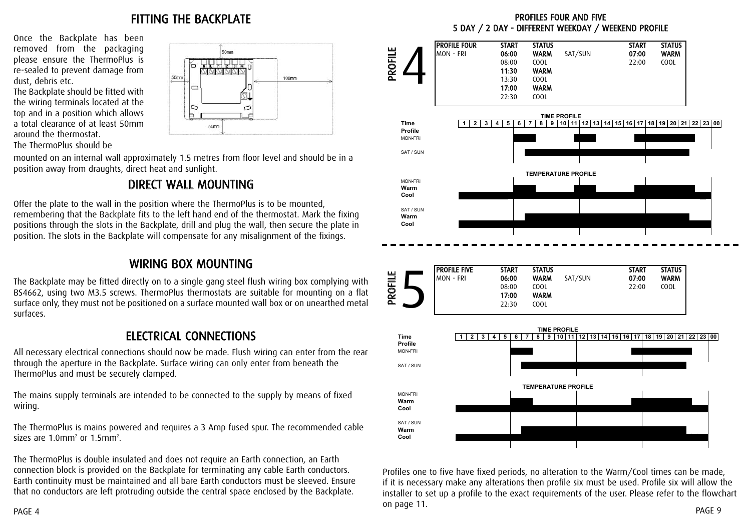## FITTING THE BACKPLATE

Once the Backplate has been removed from the packaging please ensure the ThermoPlus is re-sealed to prevent damage from dust, debris etc.

The Backplate should be fitted with the wiring terminals located at the top and in a position which allows a total clearance of at least 50mm around the thermostat.

The ThermoPlus should be mounted on an internal wall approximately 1.5 metres from floor level and should be in a position away from draughts, direct heat and sunlight.

## DIRECT WALL MOUNTING

Offer the plate to the wall in the position where the ThermoPlus is to be mounted, remembering that the Backplate fits to the left hand end of the thermostat. Mark the fixing positions through the slots in the Backplate, drill and plug the wall, then secure the plate in position. The slots in the Backplate will compensate for any misalignment of the fixings.

## WIRING BOX MOUNTING

The Backplate may be fitted directly on to a single gang steel flush wiring box complying with BS4662, using two M3.5 screws. ThermoPlus thermostats are suitable for mounting on a flat surface only, they must not be positioned on a surface mounted wall box or on unearthed metal surfaces.

## ELECTRICAL CONNECTIONS

All necessary electrical connections should now be made. Flush wiring can enter from the rear through the aperture in the Backplate. Surface wiring can only enter from beneath the ThermoPlus and must be securely clamped.

The mains supply terminals are intended to be connected to the supply by means of fixed wiring.

The ThermoPlus is mains powered and requires a 3 Amp fused spur. The recommended cable sizes are 1.0mm$^2$ or 1.5mm$^2$.

The ThermoPlus is double insulated and does not require an Earth connection, an Earth connection block is provided on the Backplate for terminating any cable Earth conductors. Earth continuity must be maintained and all bare Earth conductors must be sleeved. Ensure that no conductors are left protruding outside the central space enclosed by the Backplate.

## PROFILES FOUR AND FIVE
### 5 DAY / 2 DAY - DIFFERENT WEEKDAY / WEEKEND PROFILE

**PROFILE 4**

| PROFILE FOUR | START | STATUS | | START | STATUS |
|---|---|---|---|---|---|
| MON - FRI | 06:00 | WARM | SAT/SUN | 07:00 | WARM |
| | 08:00 | COOL | | 22:00 | COOL |
| | 11:30 | WARM | | | |
| | 13:30 | COOL | | | |
| | 17:00 | WARM | | | |
| | 22:30 | COOL | | | |

**PROFILE 5**

| PROFILE FIVE | START | STATUS | | START | STATUS |
|---|---|---|---|---|---|
| MON - FRI | 06:00 | WARM | SAT/SUN | 07:00 | WARM |
| | 08:00 | COOL | | 22:00 | COOL |
| | 17:00 | WARM | | | |
| | 22:30 | COOL | | | |

Profiles one to five have fixed periods, no alteration to the Warm/Cool times can be made, if it is necessary make any alterations then profile six must be used. Profile six will allow the installer to set up a profile to the exact requirements of the user. Please refer to the flowchart on page 11.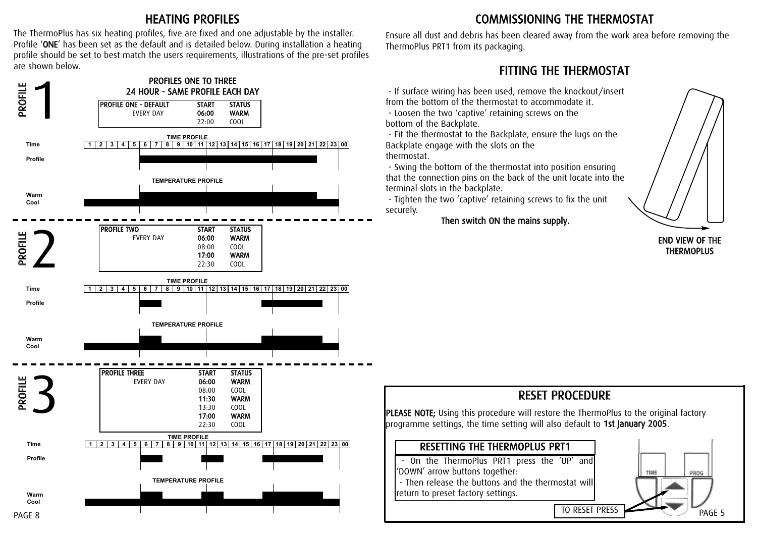# HEATING PROFILES

The ThermoPlus has six heating profiles, five are fixed and one adjustable by the installer. Profile '**ONE**' has been set as the default and is detailed below. During installation a heating profile should be set to best match the users requirements, illustrations of the pre-set profiles are shown below.

## PROFILE 1

### PROFILES ONE TO THREE
### 24 HOUR - SAME PROFILE EACH DAY

| PROFILE ONE - DEFAULT | START | STATUS |
|---|---|---|
| EVERY DAY | **06:00** | **WARM** |
| | 22:00 | COOL |

TIME PROFILE

TEMPERATURE PROFILE

## PROFILE 2

| PROFILE TWO | START | STATUS |
|---|---|---|
| EVERY DAY | **06:00** | **WARM** |
| | 08:00 | COOL |
| | **17:00** | **WARM** |
| | 22:30 | COOL |

TIME PROFILE

TEMPERATURE PROFILE

## PROFILE 3

| PROFILE THREE | START | STATUS |
|---|---|---|
| EVERY DAY | **06:00** | **WARM** |
| | 08:00 | COOL |
| | **11:30** | **WARM** |
| | 13:30 | COOL |
| | **17:00** | **WARM** |
| | 22:30 | COOL |

TIME PROFILE

TEMPERATURE PROFILE

# COMMISSIONING THE THERMOSTAT

Ensure all dust and debris has been cleared away from the work area before removing the ThermoPlus PRT1 from its packaging.

## FITTING THE THERMOSTAT

- If surface wiring has been used, remove the knockout/insert from the bottom of the thermostat to accommodate it.
- Loosen the two 'captive' retaining screws on the bottom of the Backplate.
- Fit the thermostat to the Backplate, ensure the lugs on the Backplate engage with the slots on the thermostat.
- Swing the bottom of the thermostat into position ensuring that the connection pins on the back of the unit locate into the terminal slots in the backplate.
- Tighten the two 'captive' retaining screws to fix the unit securely.

**Then switch ON the mains supply.**

**END VIEW OF THE THERMOPLUS**

## RESET PROCEDURE

**PLEASE NOTE;** Using this procedure will restore the ThermoPlus to the original factory programme settings, the time setting will also default to **1st January 2005**.

### RESETTING THE THERMOPLUS PRT1

- On the ThermoPlus PRT1 press the 'UP' and 'DOWN' arrow buttons together:
- Then release the buttons and the thermostat will return to preset factory settings.

TO RESET PRESS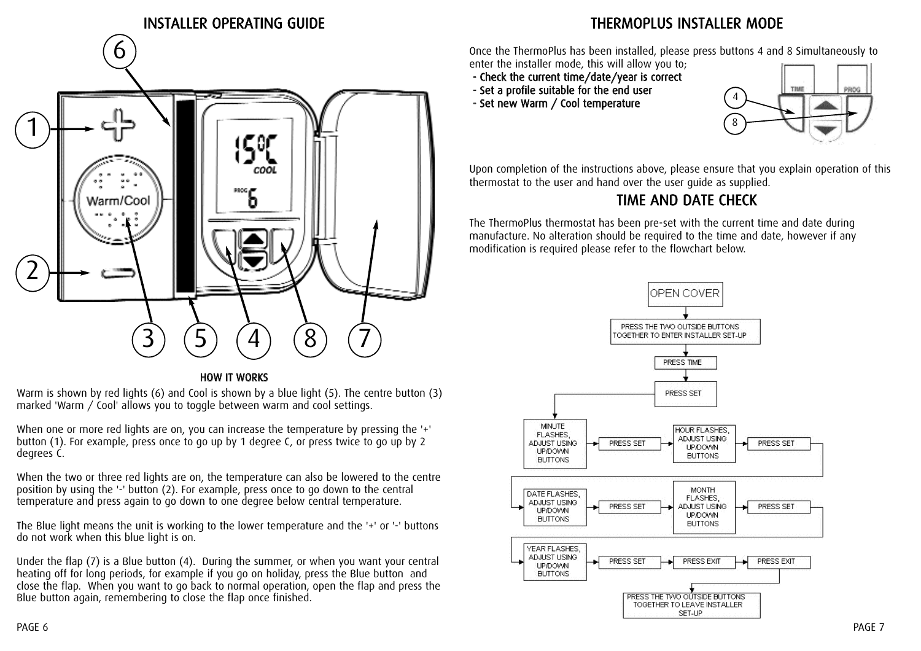# INSTALLER OPERATING GUIDE

1 2 3 4 5 6 7 8

15°C COOL PROG 6

Warm/Cool

## HOW IT WORKS

Warm is shown by red lights (6) and Cool is shown by a blue light (5). The centre button (3) marked 'Warm / Cool' allows you to toggle between warm and cool settings.

When one or more red lights are on, you can increase the temperature by pressing the '+' button (1). For example, press once to go up by 1 degree C, or press twice to go up by 2 degrees C.

When the two or three red lights are on, the temperature can also be lowered to the centre position by using the '-' button (2). For example, press once to go down to the central temperature and press again to go down to one degree below central temperature.

The Blue light means the unit is working to the lower temperature and the '+' or '-' buttons do not work when this blue light is on.

Under the flap (7) is a Blue button (4). During the summer, or when you want your central heating off for long periods, for example if you go on holiday, press the Blue button and close the flap. When you want to go back to normal operation, open the flap and press the Blue button again, remembering to close the flap once finished.

# THERMOPLUS INSTALLER MODE

Once the ThermoPlus has been installed, please press buttons 4 and 8 Simultaneously to enter the installer mode, this will allow you to;

- Check the current time/date/year is correct
- Set a profile suitable for the end user
- Set new Warm / Cool temperature

4 8 TIME PROG

Upon completion of the instructions above, please ensure that you explain operation of this thermostat to the user and hand over the user guide as supplied.

## TIME AND DATE CHECK

The ThermoPlus thermostat has been pre-set with the current time and date during manufacture. No alteration should be required to the time and date, however if any modification is required please refer to the flowchart below.

OPEN COVER

PRESS THE TWO OUTSIDE BUTTONS TOGETHER TO ENTER INSTALLER SET-UP

PRESS TIME

PRESS SET

MINUTE FLASHES, ADJUST USING UP/DOWN BUTTONS

PRESS SET

HOUR FLASHES, ADJUST USING UP/DOWN BUTTONS

PRESS SET

DATE FLASHES, ADJUST USING UP/DOWN BUTTONS

PRESS SET

MONTH FLASHES, ADJUST USING UP/DOWN BUTTONS

PRESS SET

YEAR FLASHES, ADJUST USING UP/DOWN BUTTONS

PRESS SET

PRESS EXIT

PRESS EXIT

PRESS THE TWO OUTSIDE BUTTONS TOGETHER TO LEAVE INSTALLER SET-UP